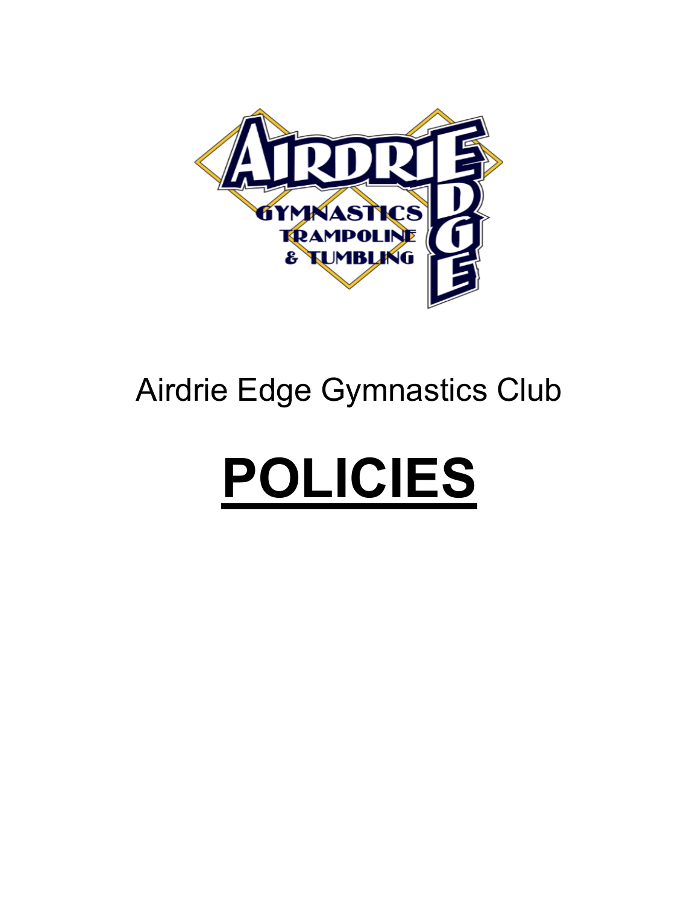Airdrie Edge Gymnastics Club

# POLICIES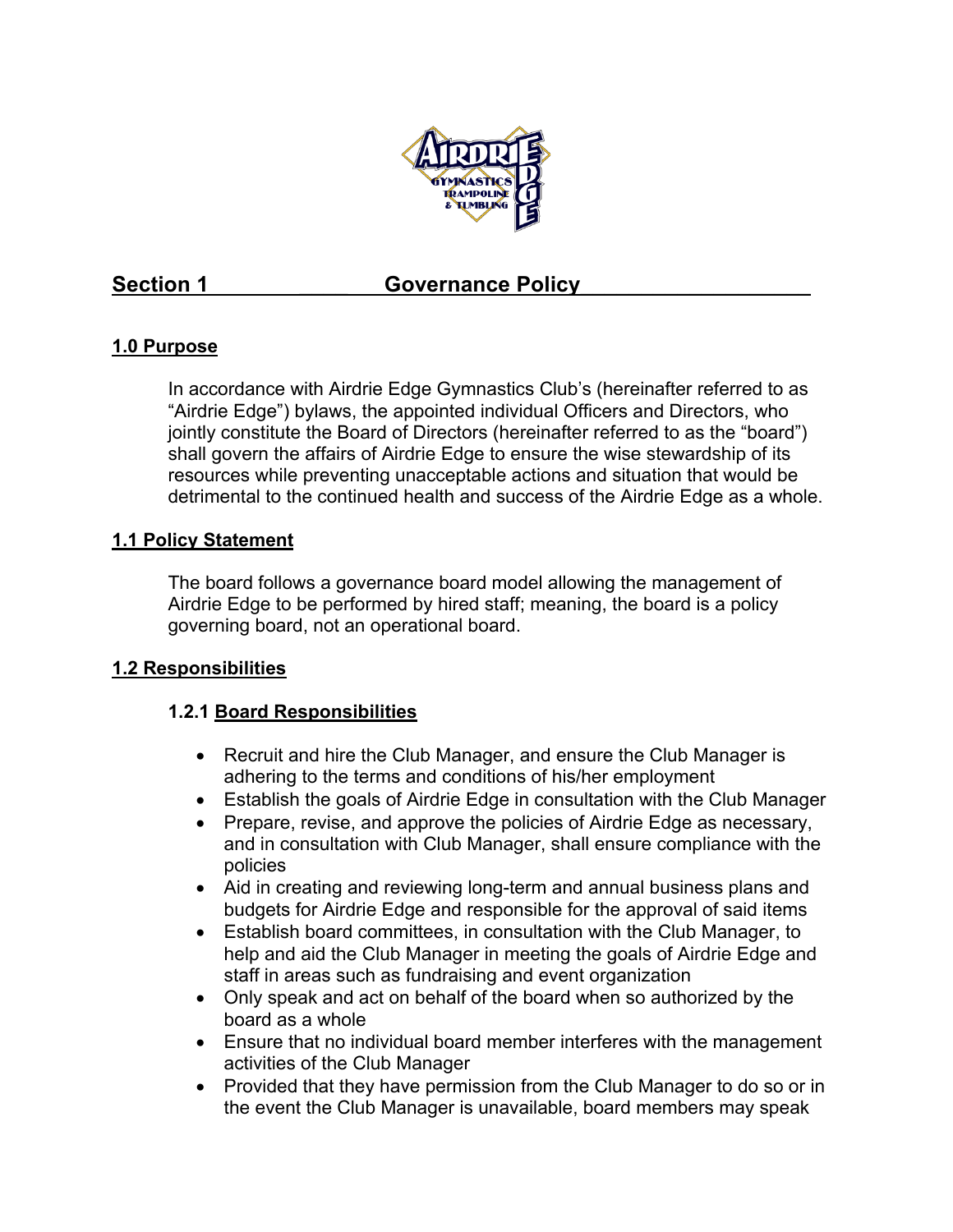# Section 1 Governance Policy

## 1.0 Purpose

In accordance with Airdrie Edge Gymnastics Club's (hereinafter referred to as "Airdrie Edge") bylaws, the appointed individual Officers and Directors, who jointly constitute the Board of Directors (hereinafter referred to as the "board") shall govern the affairs of Airdrie Edge to ensure the wise stewardship of its resources while preventing unacceptable actions and situation that would be detrimental to the continued health and success of the Airdrie Edge as a whole.

## 1.1 Policy Statement

The board follows a governance board model allowing the management of Airdrie Edge to be performed by hired staff; meaning, the board is a policy governing board, not an operational board.

## 1.2 Responsibilities

### 1.2.1 Board Responsibilities

- Recruit and hire the Club Manager, and ensure the Club Manager is adhering to the terms and conditions of his/her employment
- Establish the goals of Airdrie Edge in consultation with the Club Manager
- Prepare, revise, and approve the policies of Airdrie Edge as necessary, and in consultation with Club Manager, shall ensure compliance with the policies
- Aid in creating and reviewing long-term and annual business plans and budgets for Airdrie Edge and responsible for the approval of said items
- Establish board committees, in consultation with the Club Manager, to help and aid the Club Manager in meeting the goals of Airdrie Edge and staff in areas such as fundraising and event organization
- Only speak and act on behalf of the board when so authorized by the board as a whole
- Ensure that no individual board member interferes with the management activities of the Club Manager
- Provided that they have permission from the Club Manager to do so or in the event the Club Manager is unavailable, board members may speak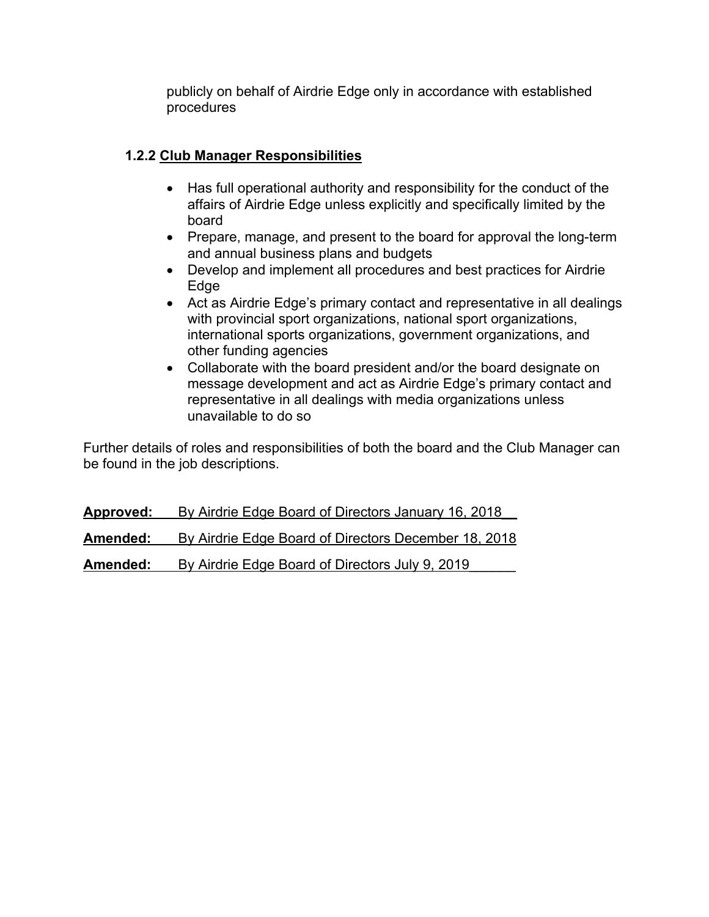publicly on behalf of Airdrie Edge only in accordance with established procedures

### 1.2.2 Club Manager Responsibilities

- Has full operational authority and responsibility for the conduct of the affairs of Airdrie Edge unless explicitly and specifically limited by the board
- Prepare, manage, and present to the board for approval the long-term and annual business plans and budgets
- Develop and implement all procedures and best practices for Airdrie Edge
- Act as Airdrie Edge's primary contact and representative in all dealings with provincial sport organizations, national sport organizations, international sports organizations, government organizations, and other funding agencies
- Collaborate with the board president and/or the board designate on message development and act as Airdrie Edge's primary contact and representative in all dealings with media organizations unless unavailable to do so

Further details of roles and responsibilities of both the board and the Club Manager can be found in the job descriptions.

**Approved:** By Airdrie Edge Board of Directors January 16, 2018

**Amended:** By Airdrie Edge Board of Directors December 18, 2018

**Amended:** By Airdrie Edge Board of Directors July 9, 2019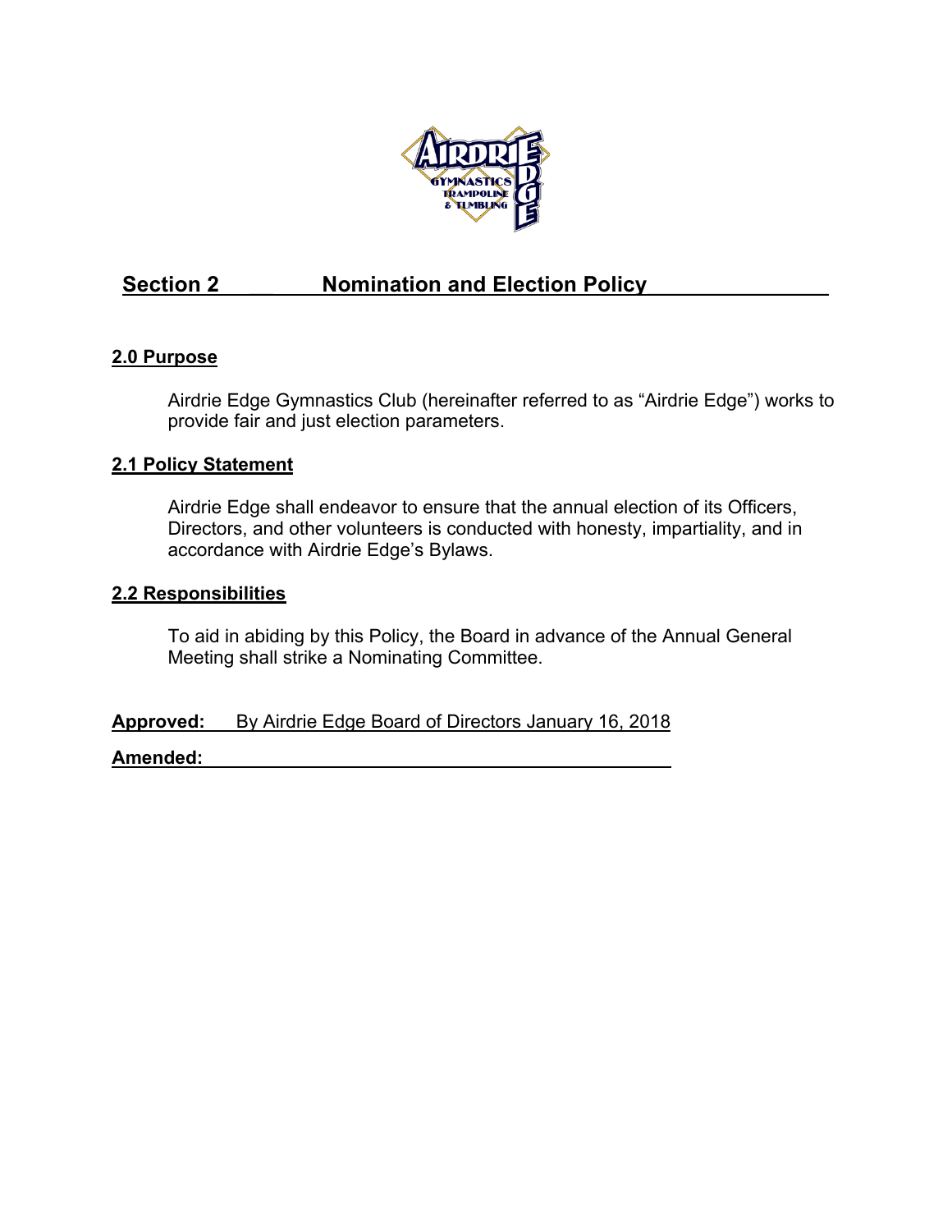## Section 2 Nomination and Election Policy

### 2.0 Purpose

Airdrie Edge Gymnastics Club (hereinafter referred to as "Airdrie Edge") works to provide fair and just election parameters.

### 2.1 Policy Statement

Airdrie Edge shall endeavor to ensure that the annual election of its Officers, Directors, and other volunteers is conducted with honesty, impartiality, and in accordance with Airdrie Edge's Bylaws.

### 2.2 Responsibilities

To aid in abiding by this Policy, the Board in advance of the Annual General Meeting shall strike a Nominating Committee.

**Approved:** By Airdrie Edge Board of Directors January 16, 2018

**Amended:**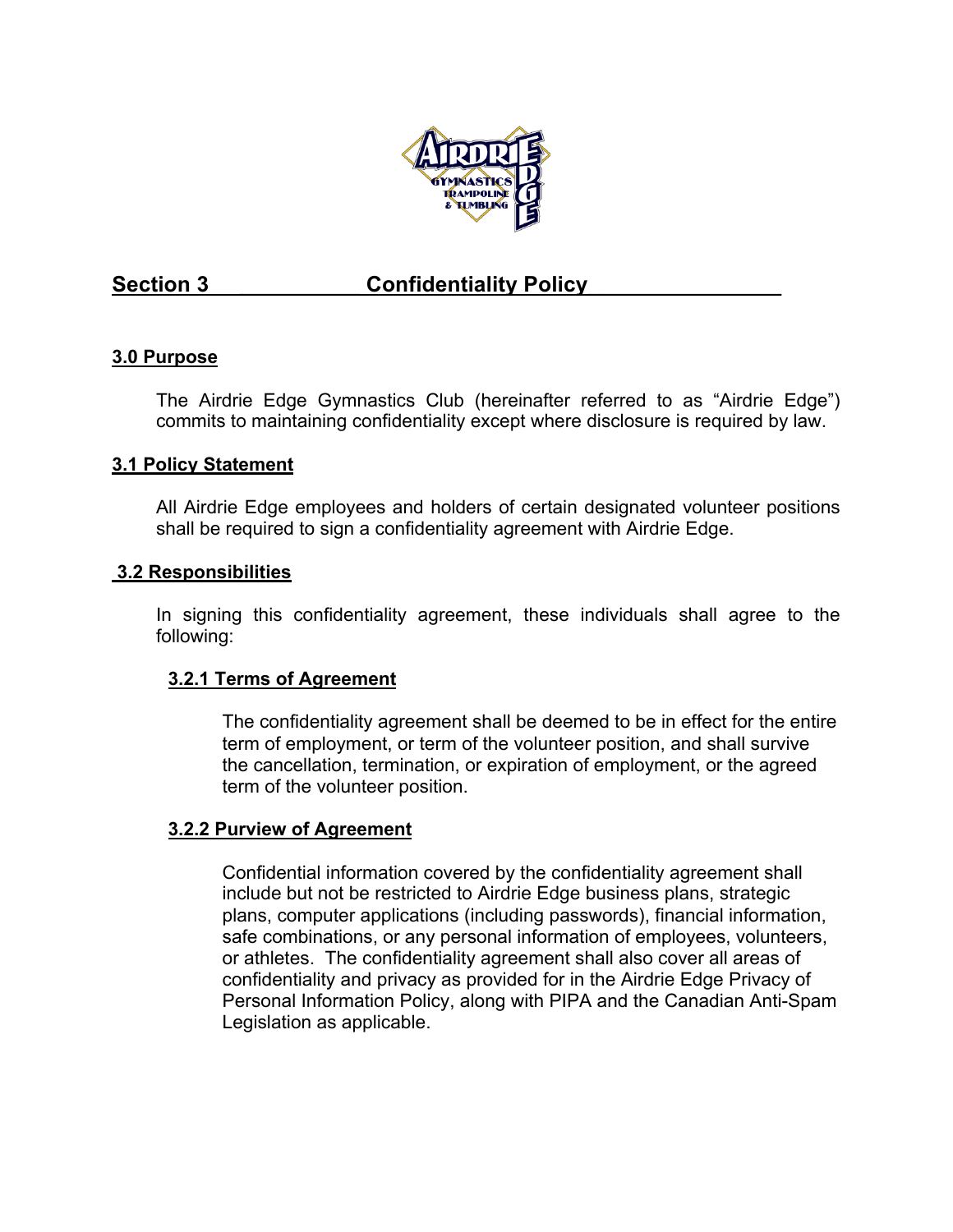## Section 3 Confidentiality Policy

### 3.0 Purpose

The Airdrie Edge Gymnastics Club (hereinafter referred to as "Airdrie Edge") commits to maintaining confidentiality except where disclosure is required by law.

### 3.1 Policy Statement

All Airdrie Edge employees and holders of certain designated volunteer positions shall be required to sign a confidentiality agreement with Airdrie Edge.

### 3.2 Responsibilities

In signing this confidentiality agreement, these individuals shall agree to the following:

#### 3.2.1 Terms of Agreement

The confidentiality agreement shall be deemed to be in effect for the entire term of employment, or term of the volunteer position, and shall survive the cancellation, termination, or expiration of employment, or the agreed term of the volunteer position.

#### 3.2.2 Purview of Agreement

Confidential information covered by the confidentiality agreement shall include but not be restricted to Airdrie Edge business plans, strategic plans, computer applications (including passwords), financial information, safe combinations, or any personal information of employees, volunteers, or athletes. The confidentiality agreement shall also cover all areas of confidentiality and privacy as provided for in the Airdrie Edge Privacy of Personal Information Policy, along with PIPA and the Canadian Anti-Spam Legislation as applicable.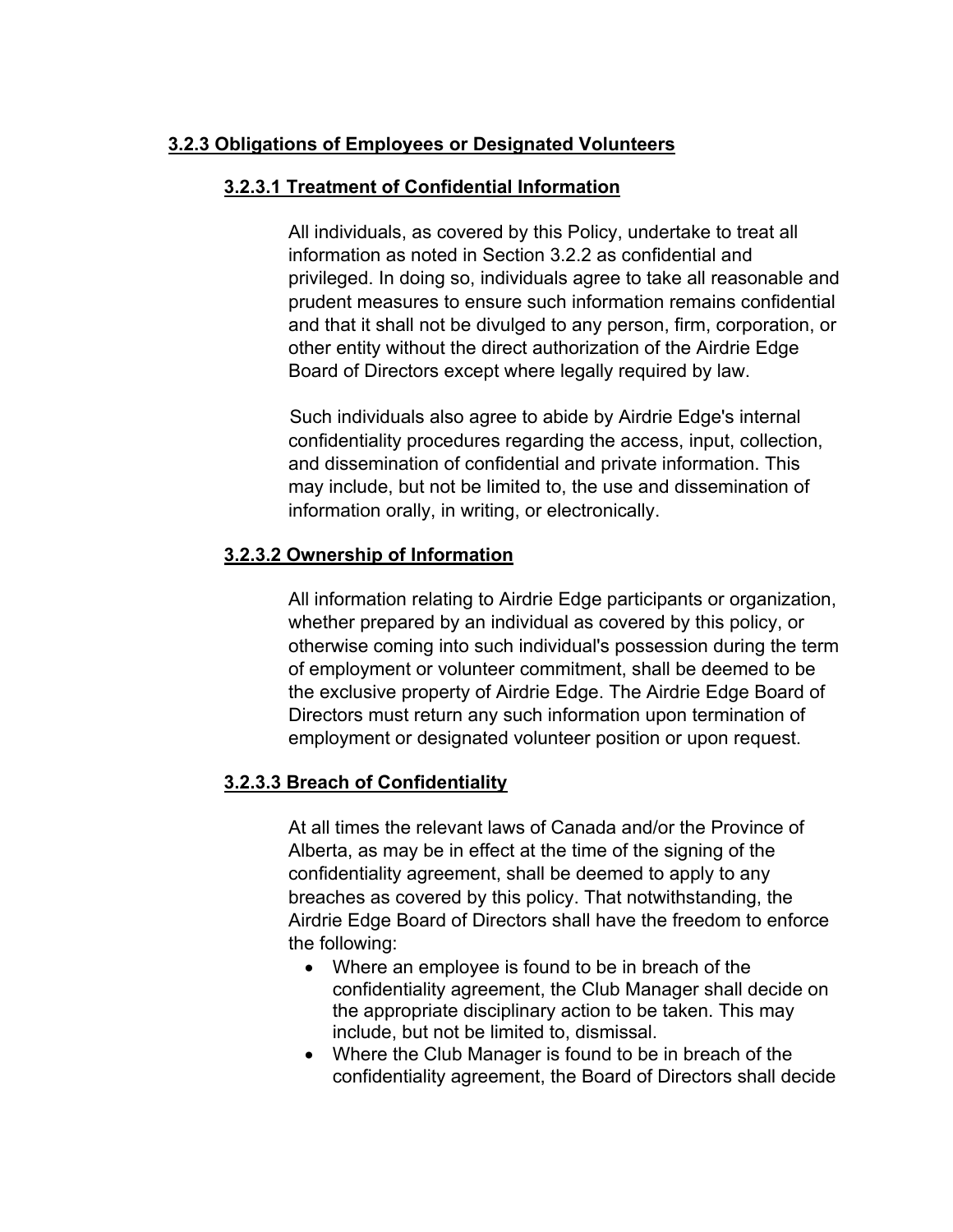### 3.2.3 Obligations of Employees or Designated Volunteers

#### 3.2.3.1 Treatment of Confidential Information

All individuals, as covered by this Policy, undertake to treat all information as noted in Section 3.2.2 as confidential and privileged. In doing so, individuals agree to take all reasonable and prudent measures to ensure such information remains confidential and that it shall not be divulged to any person, firm, corporation, or other entity without the direct authorization of the Airdrie Edge Board of Directors except where legally required by law.

Such individuals also agree to abide by Airdrie Edge's internal confidentiality procedures regarding the access, input, collection, and dissemination of confidential and private information. This may include, but not be limited to, the use and dissemination of information orally, in writing, or electronically.

#### 3.2.3.2 Ownership of Information

All information relating to Airdrie Edge participants or organization, whether prepared by an individual as covered by this policy, or otherwise coming into such individual's possession during the term of employment or volunteer commitment, shall be deemed to be the exclusive property of Airdrie Edge. The Airdrie Edge Board of Directors must return any such information upon termination of employment or designated volunteer position or upon request.

#### 3.2.3.3 Breach of Confidentiality

At all times the relevant laws of Canada and/or the Province of Alberta, as may be in effect at the time of the signing of the confidentiality agreement, shall be deemed to apply to any breaches as covered by this policy. That notwithstanding, the Airdrie Edge Board of Directors shall have the freedom to enforce the following:

- Where an employee is found to be in breach of the confidentiality agreement, the Club Manager shall decide on the appropriate disciplinary action to be taken. This may include, but not be limited to, dismissal.
- Where the Club Manager is found to be in breach of the confidentiality agreement, the Board of Directors shall decide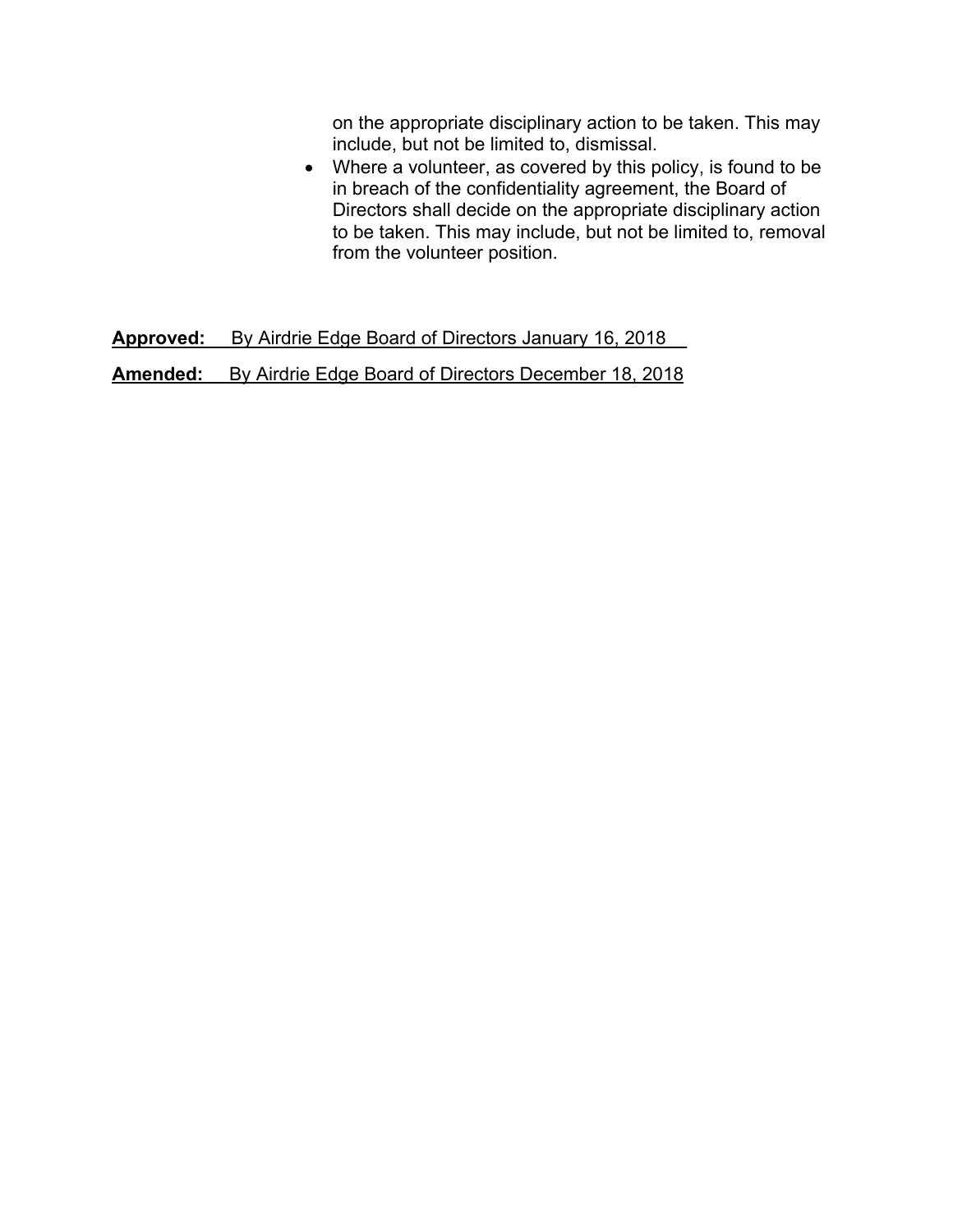on the appropriate disciplinary action to be taken. This may include, but not be limited to, dismissal.

- Where a volunteer, as covered by this policy, is found to be in breach of the confidentiality agreement, the Board of Directors shall decide on the appropriate disciplinary action to be taken. This may include, but not be limited to, removal from the volunteer position.

**Approved:** By Airdrie Edge Board of Directors January 16, 2018

**Amended:** By Airdrie Edge Board of Directors December 18, 2018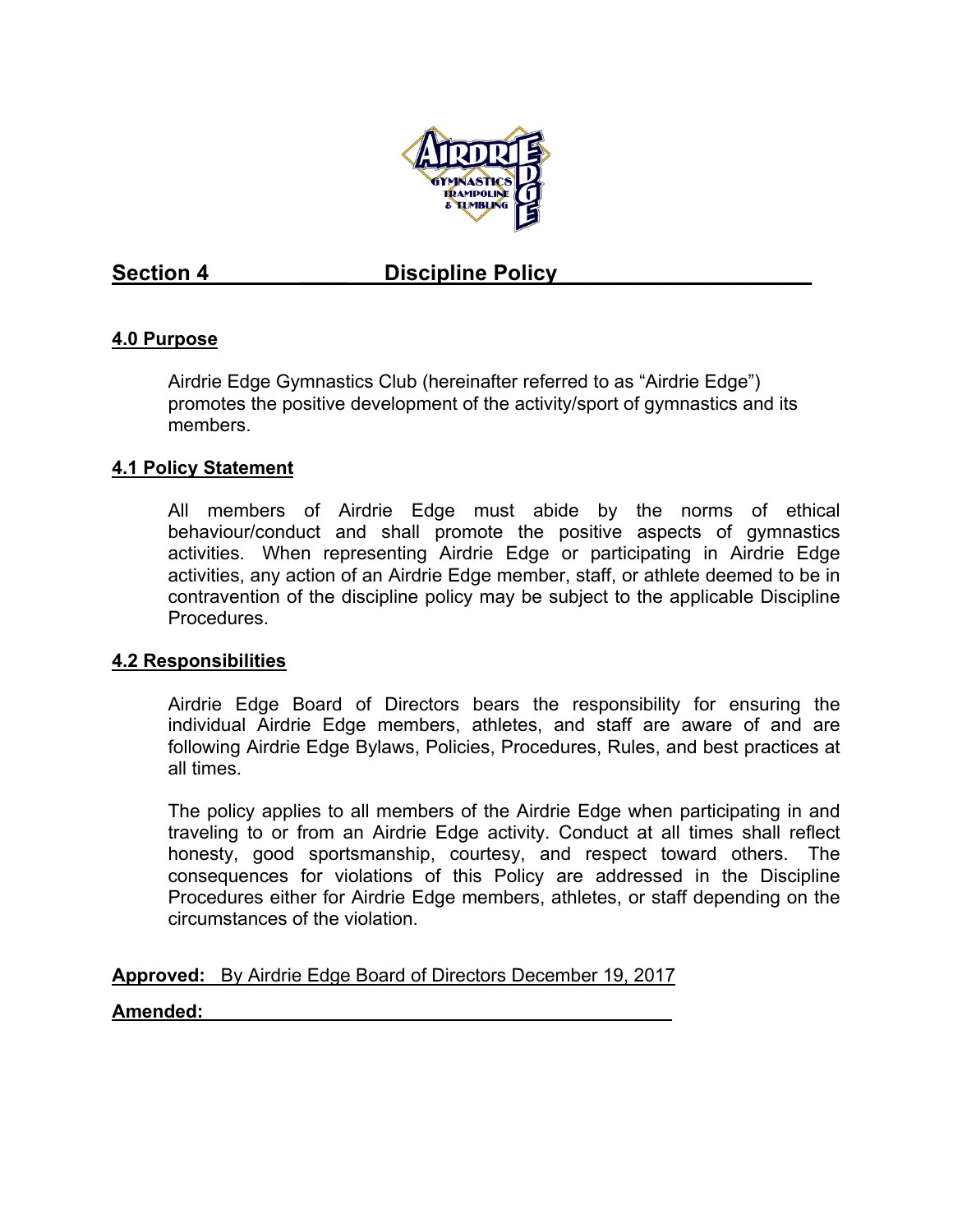## Section 4 Discipline Policy

### 4.0 Purpose

Airdrie Edge Gymnastics Club (hereinafter referred to as "Airdrie Edge") promotes the positive development of the activity/sport of gymnastics and its members.

### 4.1 Policy Statement

All members of Airdrie Edge must abide by the norms of ethical behaviour/conduct and shall promote the positive aspects of gymnastics activities. When representing Airdrie Edge or participating in Airdrie Edge activities, any action of an Airdrie Edge member, staff, or athlete deemed to be in contravention of the discipline policy may be subject to the applicable Discipline Procedures.

### 4.2 Responsibilities

Airdrie Edge Board of Directors bears the responsibility for ensuring the individual Airdrie Edge members, athletes, and staff are aware of and are following Airdrie Edge Bylaws, Policies, Procedures, Rules, and best practices at all times.

The policy applies to all members of the Airdrie Edge when participating in and traveling to or from an Airdrie Edge activity. Conduct at all times shall reflect honesty, good sportsmanship, courtesy, and respect toward others. The consequences for violations of this Policy are addressed in the Discipline Procedures either for Airdrie Edge members, athletes, or staff depending on the circumstances of the violation.

**Approved:** By Airdrie Edge Board of Directors December 19, 2017

**Amended:**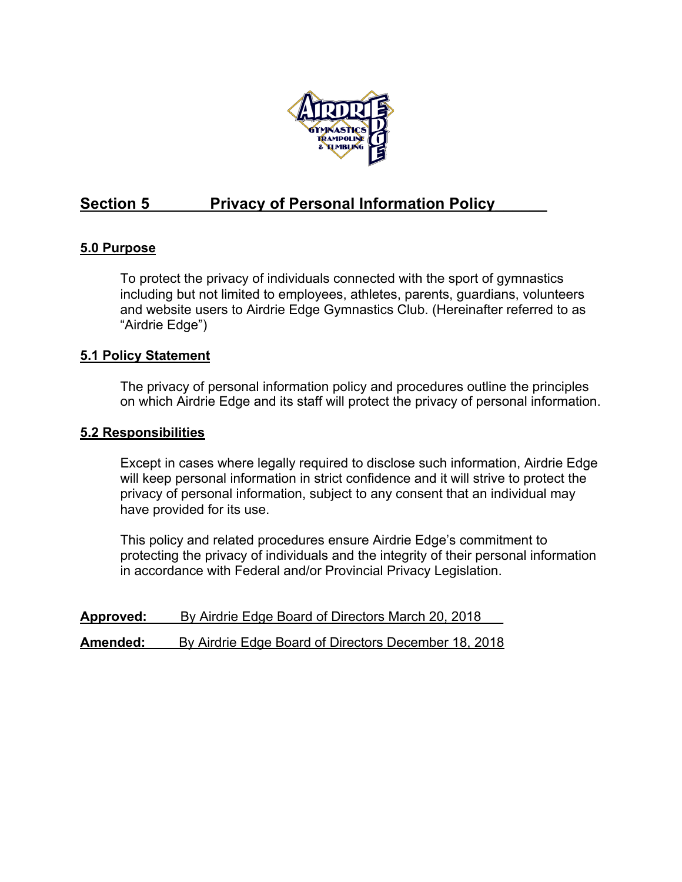## Section 5 Privacy of Personal Information Policy

### 5.0 Purpose

To protect the privacy of individuals connected with the sport of gymnastics including but not limited to employees, athletes, parents, guardians, volunteers and website users to Airdrie Edge Gymnastics Club. (Hereinafter referred to as "Airdrie Edge")

### 5.1 Policy Statement

The privacy of personal information policy and procedures outline the principles on which Airdrie Edge and its staff will protect the privacy of personal information.

### 5.2 Responsibilities

Except in cases where legally required to disclose such information, Airdrie Edge will keep personal information in strict confidence and it will strive to protect the privacy of personal information, subject to any consent that an individual may have provided for its use.

This policy and related procedures ensure Airdrie Edge's commitment to protecting the privacy of individuals and the integrity of their personal information in accordance with Federal and/or Provincial Privacy Legislation.

**Approved:** By Airdrie Edge Board of Directors March 20, 2018

**Amended:** By Airdrie Edge Board of Directors December 18, 2018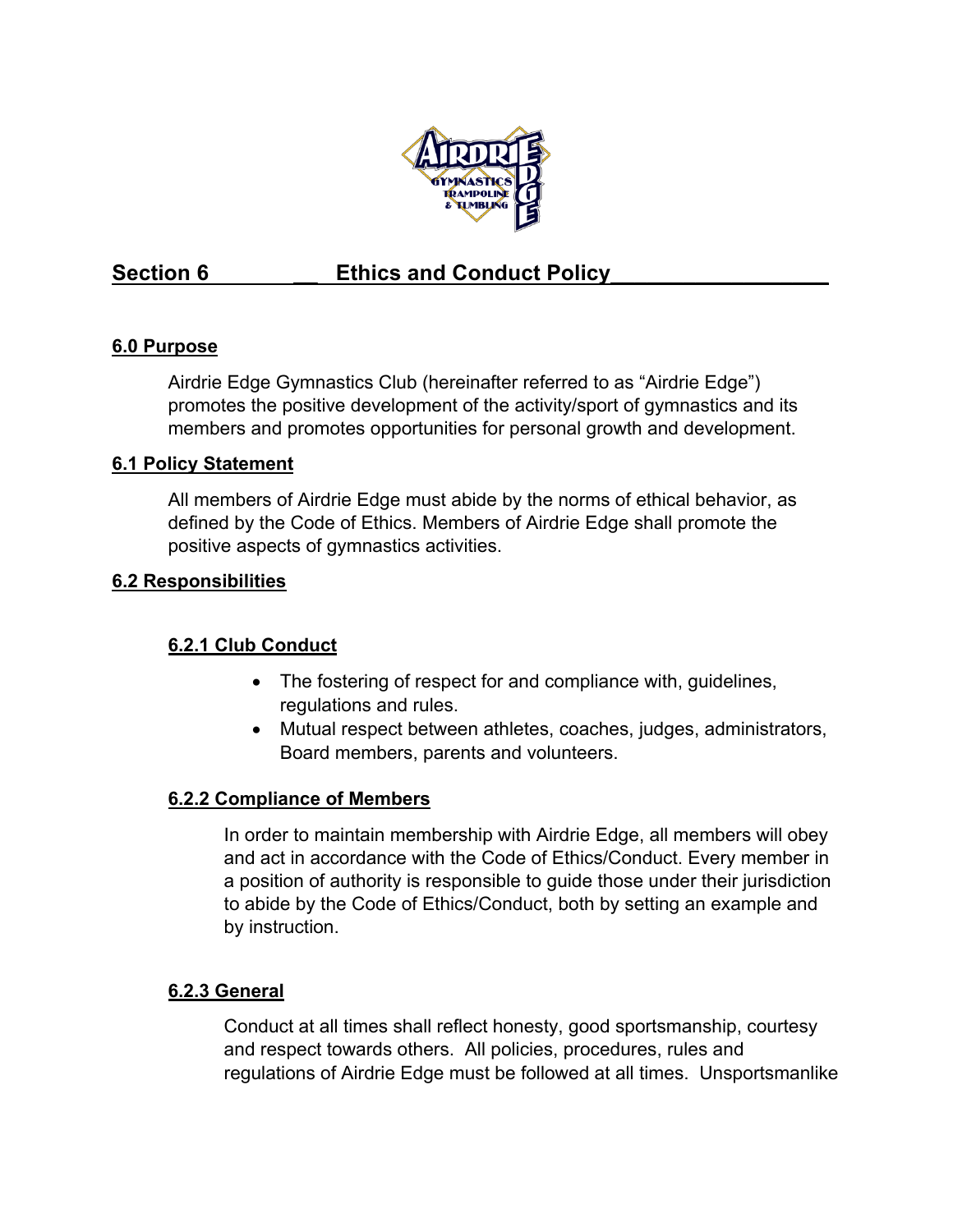## Section 6 Ethics and Conduct Policy

### 6.0 Purpose

Airdrie Edge Gymnastics Club (hereinafter referred to as "Airdrie Edge") promotes the positive development of the activity/sport of gymnastics and its members and promotes opportunities for personal growth and development.

### 6.1 Policy Statement

All members of Airdrie Edge must abide by the norms of ethical behavior, as defined by the Code of Ethics. Members of Airdrie Edge shall promote the positive aspects of gymnastics activities.

### 6.2 Responsibilities

#### 6.2.1 Club Conduct

- The fostering of respect for and compliance with, guidelines, regulations and rules.
- Mutual respect between athletes, coaches, judges, administrators, Board members, parents and volunteers.

#### 6.2.2 Compliance of Members

In order to maintain membership with Airdrie Edge, all members will obey and act in accordance with the Code of Ethics/Conduct. Every member in a position of authority is responsible to guide those under their jurisdiction to abide by the Code of Ethics/Conduct, both by setting an example and by instruction.

#### 6.2.3 General

Conduct at all times shall reflect honesty, good sportsmanship, courtesy and respect towards others. All policies, procedures, rules and regulations of Airdrie Edge must be followed at all times. Unsportsmanlike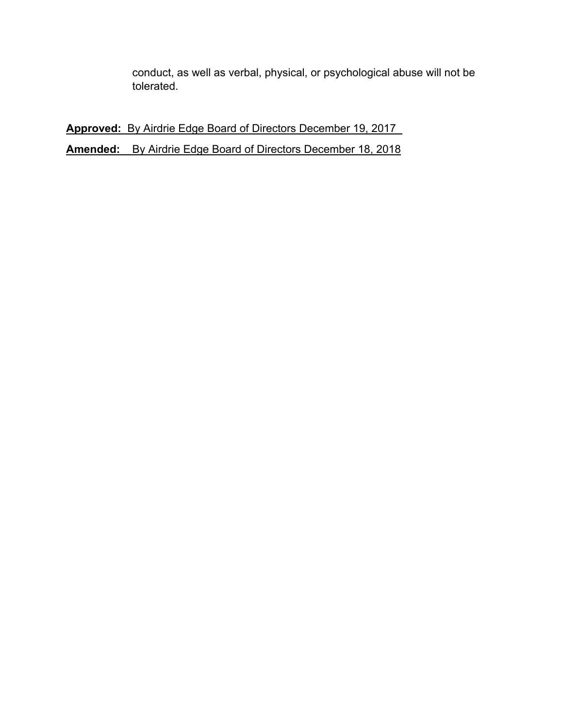conduct, as well as verbal, physical, or psychological abuse will not be tolerated.

**Approved:** By Airdrie Edge Board of Directors December 19, 2017

**Amended:** By Airdrie Edge Board of Directors December 18, 2018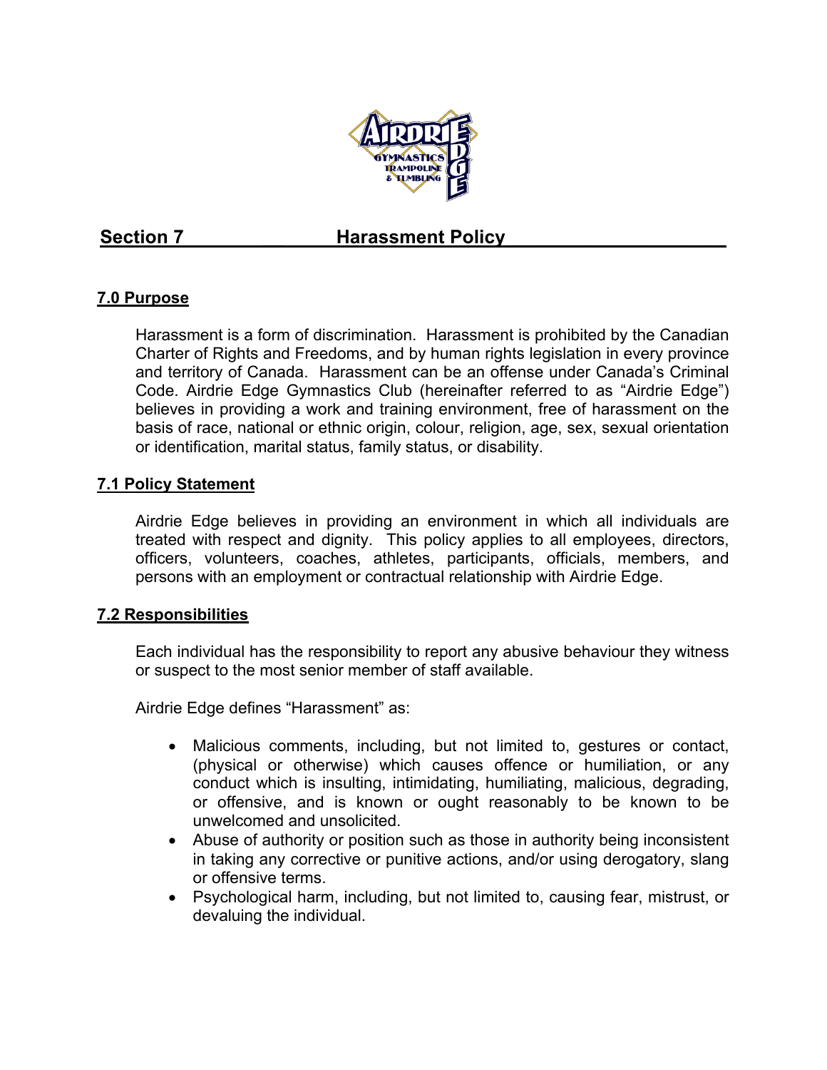## Section 7 Harassment Policy

### 7.0 Purpose

Harassment is a form of discrimination. Harassment is prohibited by the Canadian Charter of Rights and Freedoms, and by human rights legislation in every province and territory of Canada. Harassment can be an offense under Canada's Criminal Code. Airdrie Edge Gymnastics Club (hereinafter referred to as "Airdrie Edge") believes in providing a work and training environment, free of harassment on the basis of race, national or ethnic origin, colour, religion, age, sex, sexual orientation or identification, marital status, family status, or disability.

### 7.1 Policy Statement

Airdrie Edge believes in providing an environment in which all individuals are treated with respect and dignity. This policy applies to all employees, directors, officers, volunteers, coaches, athletes, participants, officials, members, and persons with an employment or contractual relationship with Airdrie Edge.

### 7.2 Responsibilities

Each individual has the responsibility to report any abusive behaviour they witness or suspect to the most senior member of staff available.

Airdrie Edge defines "Harassment" as:

- Malicious comments, including, but not limited to, gestures or contact, (physical or otherwise) which causes offence or humiliation, or any conduct which is insulting, intimidating, humiliating, malicious, degrading, or offensive, and is known or ought reasonably to be known to be unwelcomed and unsolicited.
- Abuse of authority or position such as those in authority being inconsistent in taking any corrective or punitive actions, and/or using derogatory, slang or offensive terms.
- Psychological harm, including, but not limited to, causing fear, mistrust, or devaluing the individual.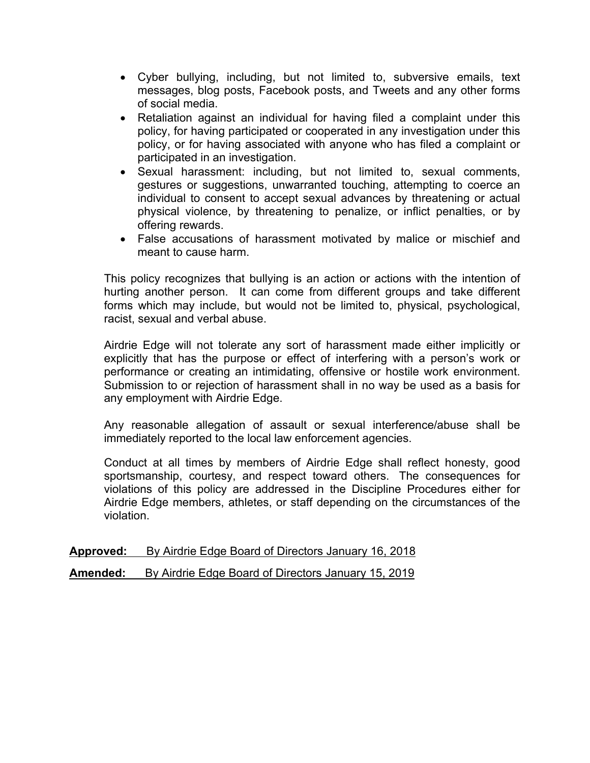- Cyber bullying, including, but not limited to, subversive emails, text messages, blog posts, Facebook posts, and Tweets and any other forms of social media.
- Retaliation against an individual for having filed a complaint under this policy, for having participated or cooperated in any investigation under this policy, or for having associated with anyone who has filed a complaint or participated in an investigation.
- Sexual harassment: including, but not limited to, sexual comments, gestures or suggestions, unwarranted touching, attempting to coerce an individual to consent to accept sexual advances by threatening or actual physical violence, by threatening to penalize, or inflict penalties, or by offering rewards.
- False accusations of harassment motivated by malice or mischief and meant to cause harm.

This policy recognizes that bullying is an action or actions with the intention of hurting another person. It can come from different groups and take different forms which may include, but would not be limited to, physical, psychological, racist, sexual and verbal abuse.

Airdrie Edge will not tolerate any sort of harassment made either implicitly or explicitly that has the purpose or effect of interfering with a person's work or performance or creating an intimidating, offensive or hostile work environment. Submission to or rejection of harassment shall in no way be used as a basis for any employment with Airdrie Edge.

Any reasonable allegation of assault or sexual interference/abuse shall be immediately reported to the local law enforcement agencies.

Conduct at all times by members of Airdrie Edge shall reflect honesty, good sportsmanship, courtesy, and respect toward others. The consequences for violations of this policy are addressed in the Discipline Procedures either for Airdrie Edge members, athletes, or staff depending on the circumstances of the violation.

**Approved:** By Airdrie Edge Board of Directors January 16, 2018

**Amended:** By Airdrie Edge Board of Directors January 15, 2019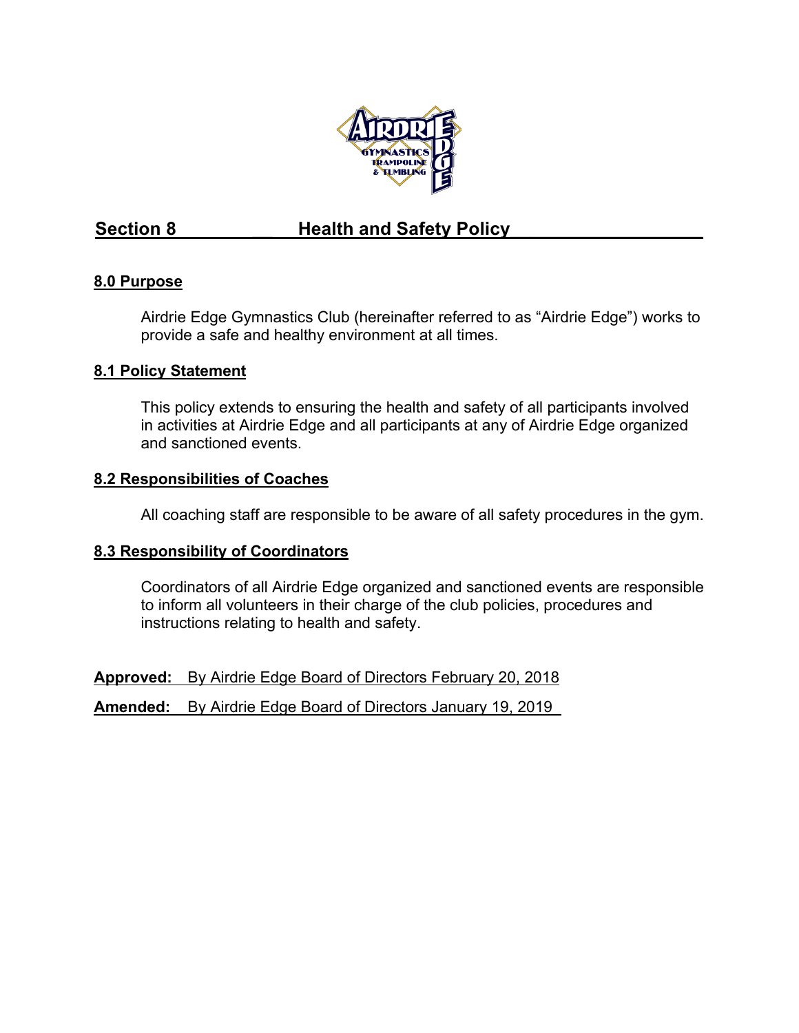## Section 8 Health and Safety Policy

### 8.0 Purpose

Airdrie Edge Gymnastics Club (hereinafter referred to as "Airdrie Edge") works to provide a safe and healthy environment at all times.

### 8.1 Policy Statement

This policy extends to ensuring the health and safety of all participants involved in activities at Airdrie Edge and all participants at any of Airdrie Edge organized and sanctioned events.

### 8.2 Responsibilities of Coaches

All coaching staff are responsible to be aware of all safety procedures in the gym.

### 8.3 Responsibility of Coordinators

Coordinators of all Airdrie Edge organized and sanctioned events are responsible to inform all volunteers in their charge of the club policies, procedures and instructions relating to health and safety.

**Approved:** By Airdrie Edge Board of Directors February 20, 2018

**Amended:** By Airdrie Edge Board of Directors January 19, 2019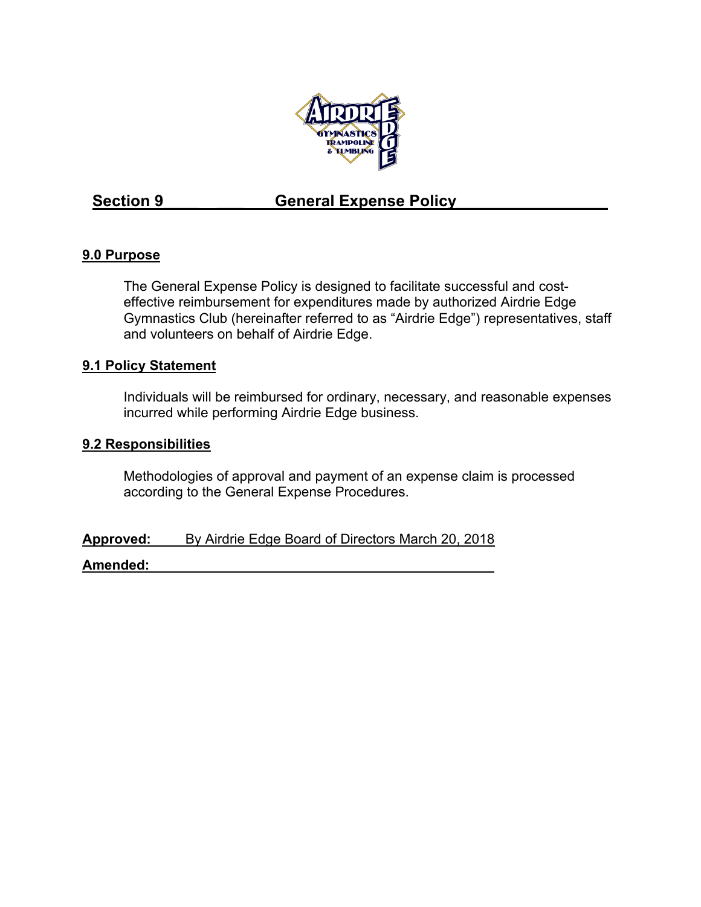## Section 9 General Expense Policy

### 9.0 Purpose

The General Expense Policy is designed to facilitate successful and cost-effective reimbursement for expenditures made by authorized Airdrie Edge Gymnastics Club (hereinafter referred to as "Airdrie Edge") representatives, staff and volunteers on behalf of Airdrie Edge.

### 9.1 Policy Statement

Individuals will be reimbursed for ordinary, necessary, and reasonable expenses incurred while performing Airdrie Edge business.

### 9.2 Responsibilities

Methodologies of approval and payment of an expense claim is processed according to the General Expense Procedures.

**Approved:** By Airdrie Edge Board of Directors March 20, 2018

**Amended:**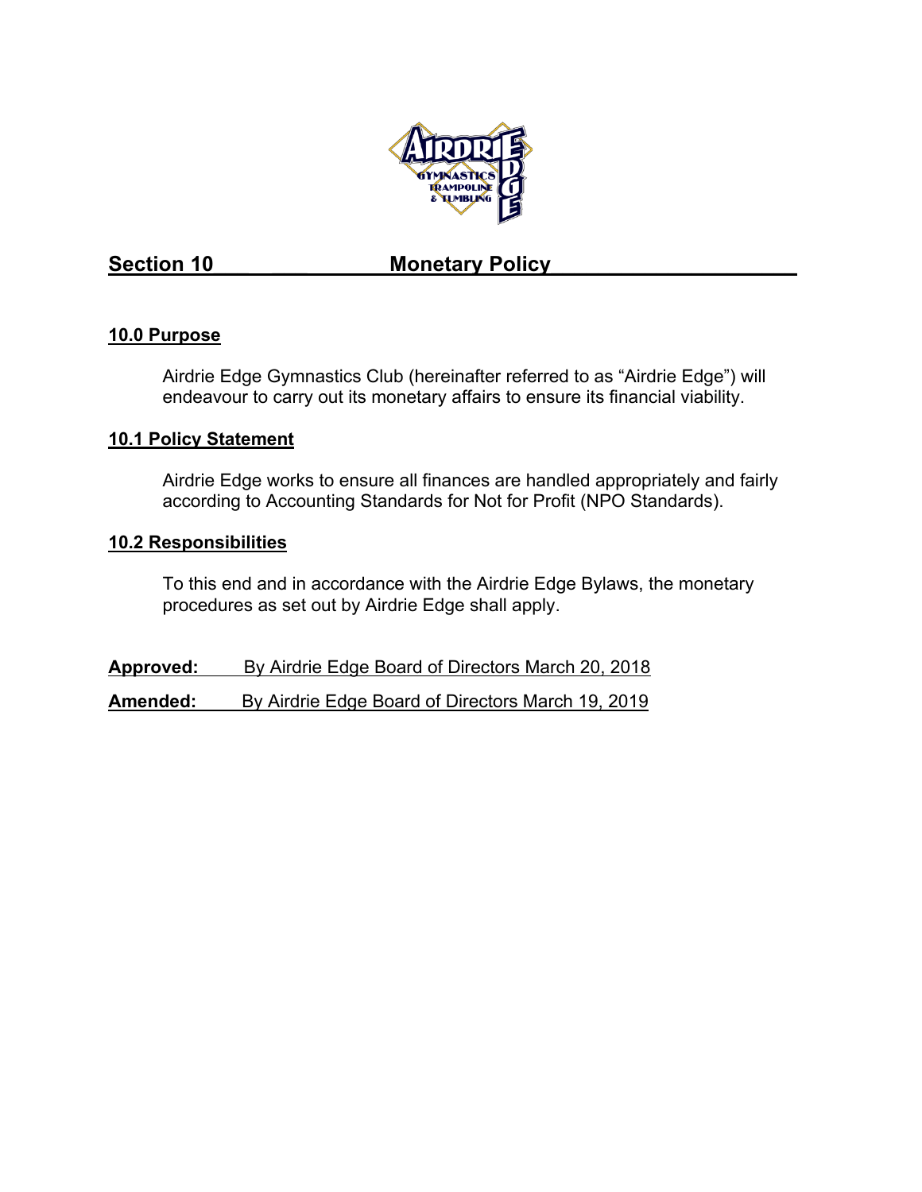## Section 10 Monetary Policy

### 10.0 Purpose

Airdrie Edge Gymnastics Club (hereinafter referred to as "Airdrie Edge") will endeavour to carry out its monetary affairs to ensure its financial viability.

### 10.1 Policy Statement

Airdrie Edge works to ensure all finances are handled appropriately and fairly according to Accounting Standards for Not for Profit (NPO Standards).

### 10.2 Responsibilities

To this end and in accordance with the Airdrie Edge Bylaws, the monetary procedures as set out by Airdrie Edge shall apply.

**Approved:** By Airdrie Edge Board of Directors March 20, 2018

**Amended:** By Airdrie Edge Board of Directors March 19, 2019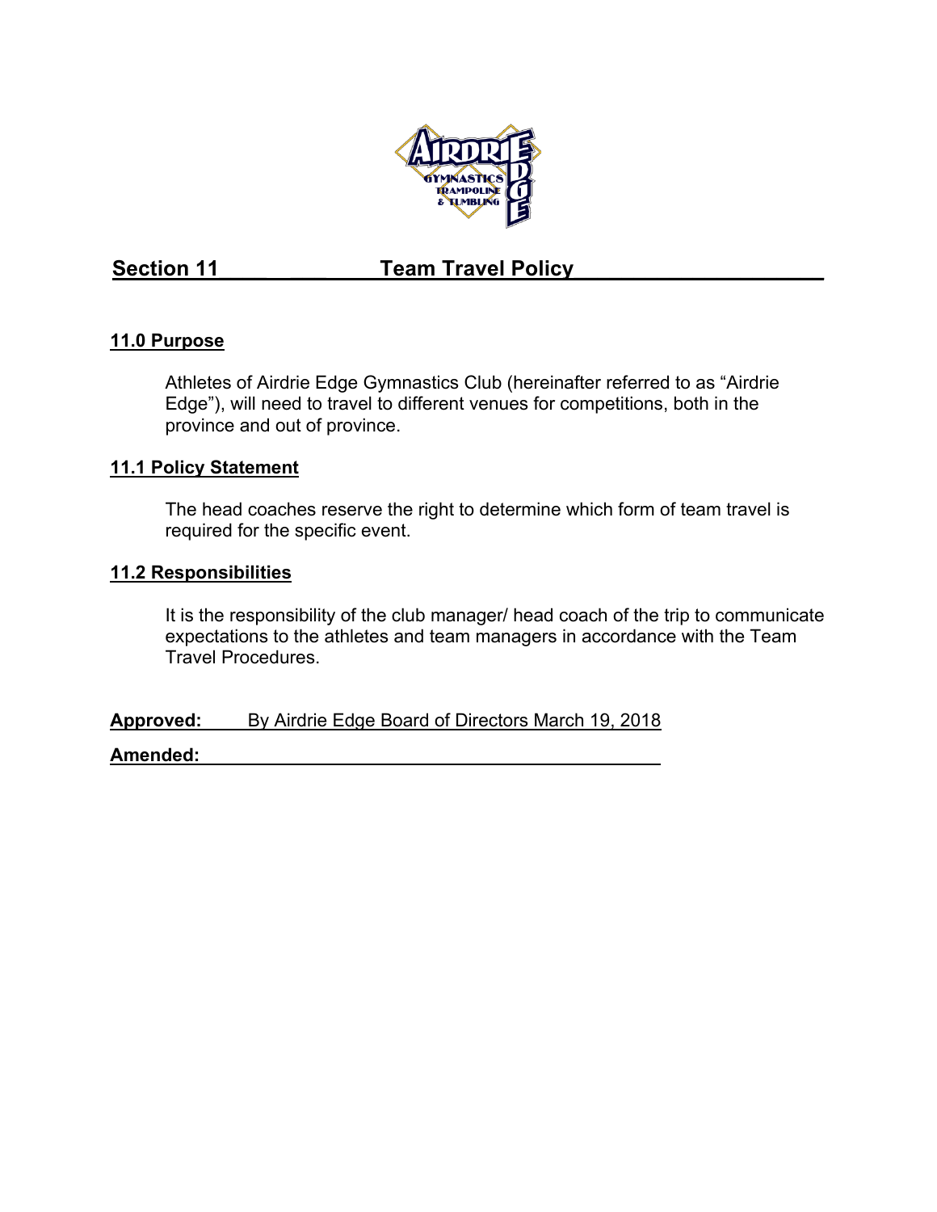## Section 11 Team Travel Policy

### 11.0 Purpose

Athletes of Airdrie Edge Gymnastics Club (hereinafter referred to as "Airdrie Edge"), will need to travel to different venues for competitions, both in the province and out of province.

### 11.1 Policy Statement

The head coaches reserve the right to determine which form of team travel is required for the specific event.

### 11.2 Responsibilities

It is the responsibility of the club manager/ head coach of the trip to communicate expectations to the athletes and team managers in accordance with the Team Travel Procedures.

**Approved:** By Airdrie Edge Board of Directors March 19, 2018

**Amended:**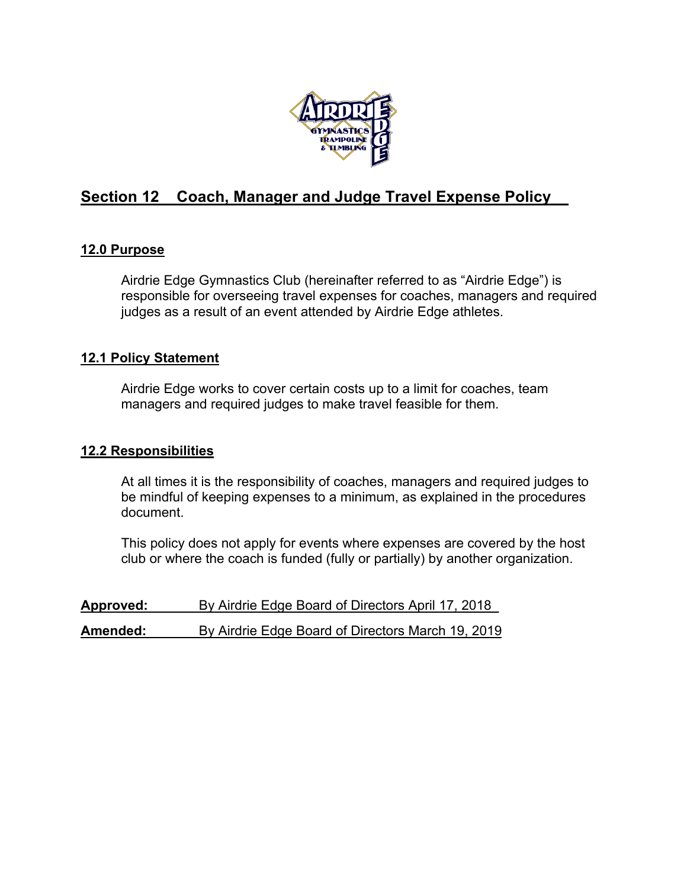## Section 12 Coach, Manager and Judge Travel Expense Policy

### 12.0 Purpose

Airdrie Edge Gymnastics Club (hereinafter referred to as "Airdrie Edge") is responsible for overseeing travel expenses for coaches, managers and required judges as a result of an event attended by Airdrie Edge athletes.

### 12.1 Policy Statement

Airdrie Edge works to cover certain costs up to a limit for coaches, team managers and required judges to make travel feasible for them.

### 12.2 Responsibilities

At all times it is the responsibility of coaches, managers and required judges to be mindful of keeping expenses to a minimum, as explained in the procedures document.

This policy does not apply for events where expenses are covered by the host club or where the coach is funded (fully or partially) by another organization.

**Approved:** By Airdrie Edge Board of Directors April 17, 2018

**Amended:** By Airdrie Edge Board of Directors March 19, 2019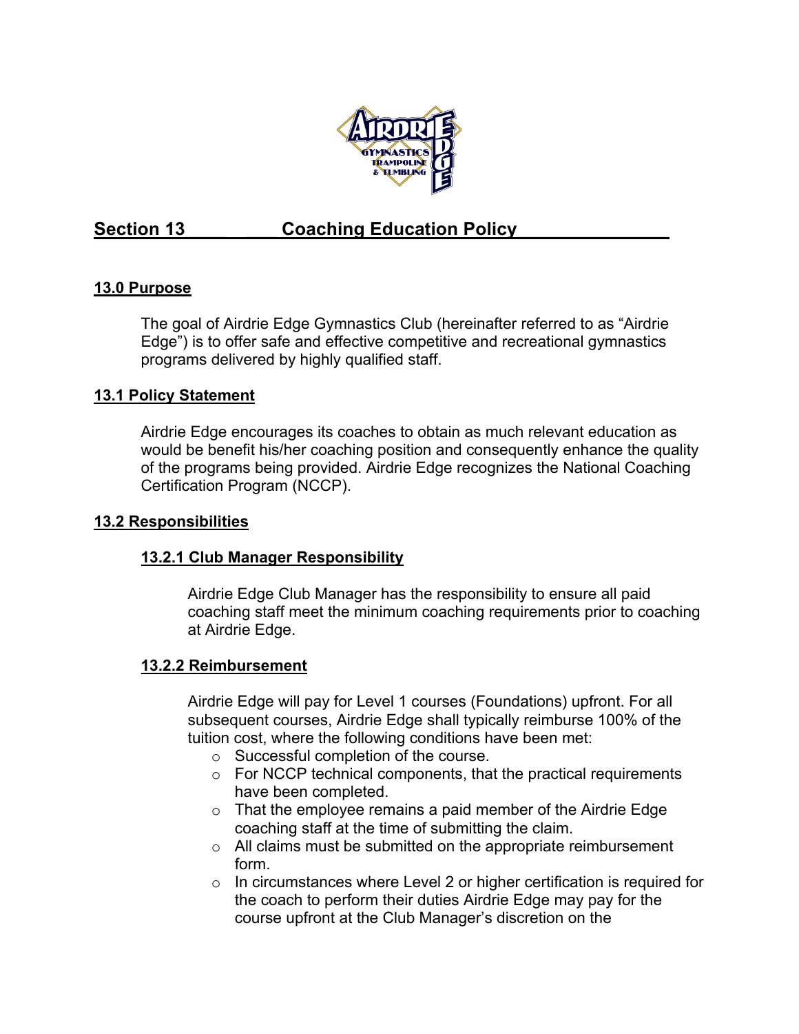## Section 13 Coaching Education Policy

### 13.0 Purpose

The goal of Airdrie Edge Gymnastics Club (hereinafter referred to as "Airdrie Edge") is to offer safe and effective competitive and recreational gymnastics programs delivered by highly qualified staff.

### 13.1 Policy Statement

Airdrie Edge encourages its coaches to obtain as much relevant education as would be benefit his/her coaching position and consequently enhance the quality of the programs being provided. Airdrie Edge recognizes the National Coaching Certification Program (NCCP).

### 13.2 Responsibilities

#### 13.2.1 Club Manager Responsibility

Airdrie Edge Club Manager has the responsibility to ensure all paid coaching staff meet the minimum coaching requirements prior to coaching at Airdrie Edge.

#### 13.2.2 Reimbursement

Airdrie Edge will pay for Level 1 courses (Foundations) upfront. For all subsequent courses, Airdrie Edge shall typically reimburse 100% of the tuition cost, where the following conditions have been met:

- Successful completion of the course.
- For NCCP technical components, that the practical requirements have been completed.
- That the employee remains a paid member of the Airdrie Edge coaching staff at the time of submitting the claim.
- All claims must be submitted on the appropriate reimbursement form.
- In circumstances where Level 2 or higher certification is required for the coach to perform their duties Airdrie Edge may pay for the course upfront at the Club Manager's discretion on the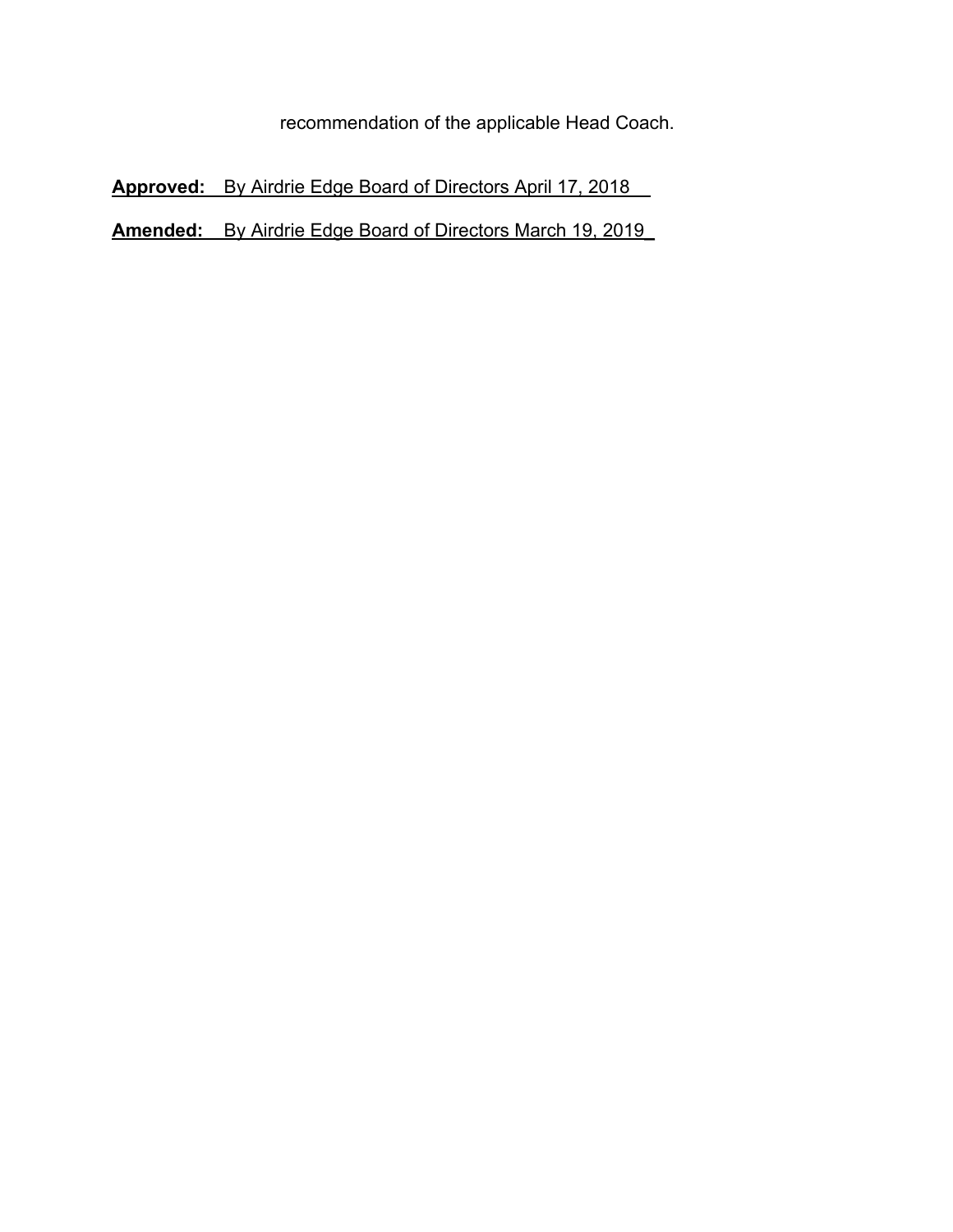recommendation of the applicable Head Coach.

**Approved:** By Airdrie Edge Board of Directors April 17, 2018

**Amended:** By Airdrie Edge Board of Directors March 19, 2019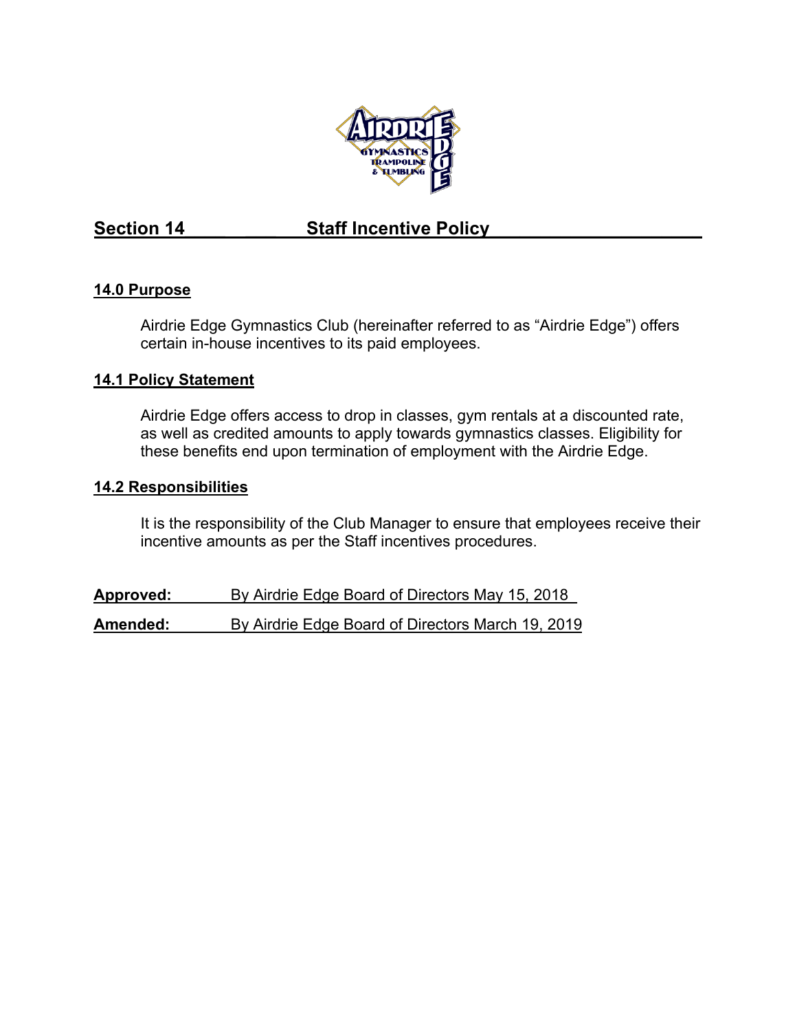## Section 14 Staff Incentive Policy

### 14.0 Purpose

Airdrie Edge Gymnastics Club (hereinafter referred to as "Airdrie Edge") offers certain in-house incentives to its paid employees.

### 14.1 Policy Statement

Airdrie Edge offers access to drop in classes, gym rentals at a discounted rate, as well as credited amounts to apply towards gymnastics classes. Eligibility for these benefits end upon termination of employment with the Airdrie Edge.

### 14.2 Responsibilities

It is the responsibility of the Club Manager to ensure that employees receive their incentive amounts as per the Staff incentives procedures.

**Approved:** By Airdrie Edge Board of Directors May 15, 2018

**Amended:** By Airdrie Edge Board of Directors March 19, 2019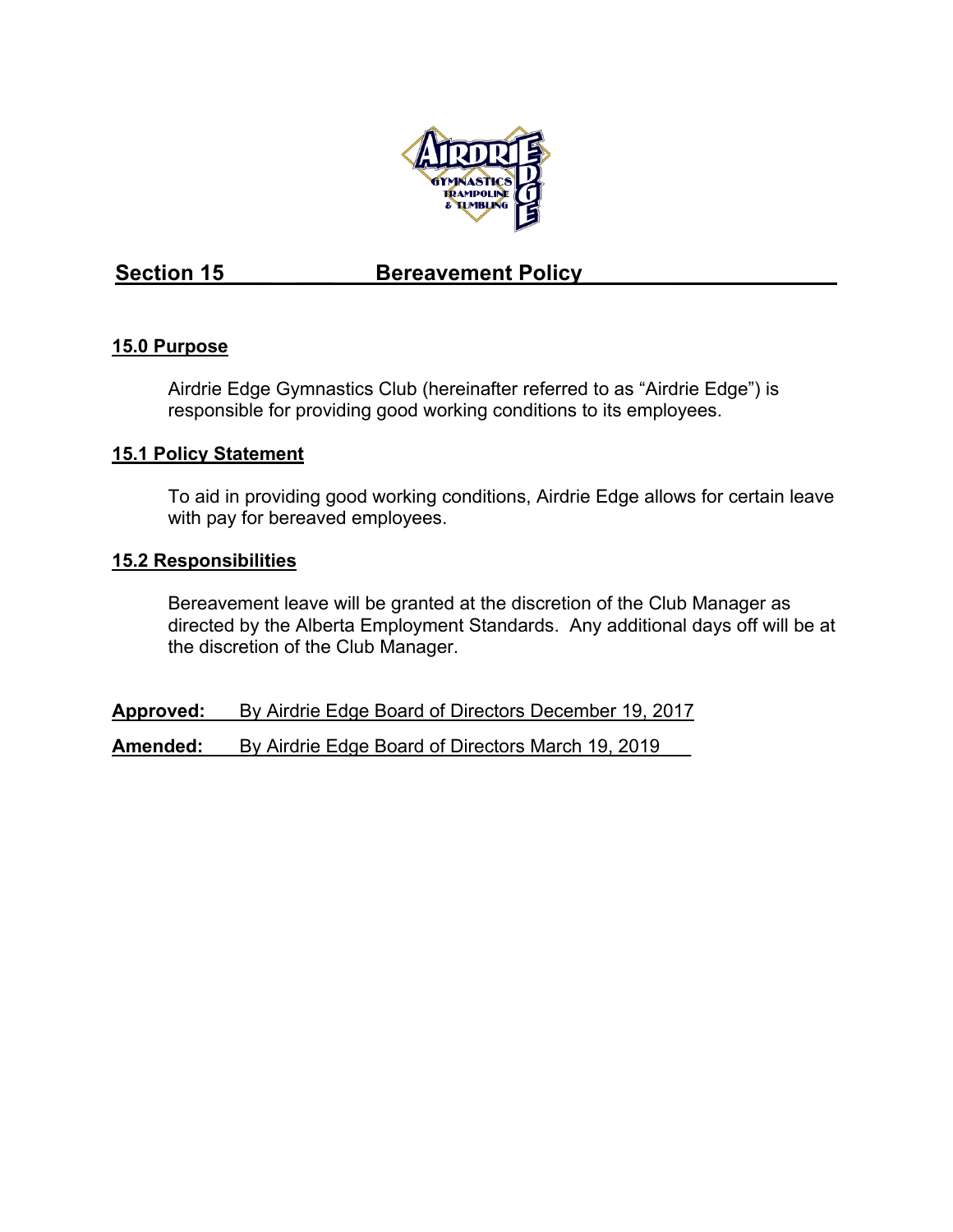## Section 15 Bereavement Policy

### 15.0 Purpose

Airdrie Edge Gymnastics Club (hereinafter referred to as "Airdrie Edge") is responsible for providing good working conditions to its employees.

### 15.1 Policy Statement

To aid in providing good working conditions, Airdrie Edge allows for certain leave with pay for bereaved employees.

### 15.2 Responsibilities

Bereavement leave will be granted at the discretion of the Club Manager as directed by the Alberta Employment Standards. Any additional days off will be at the discretion of the Club Manager.

**Approved:** By Airdrie Edge Board of Directors December 19, 2017

**Amended:** By Airdrie Edge Board of Directors March 19, 2019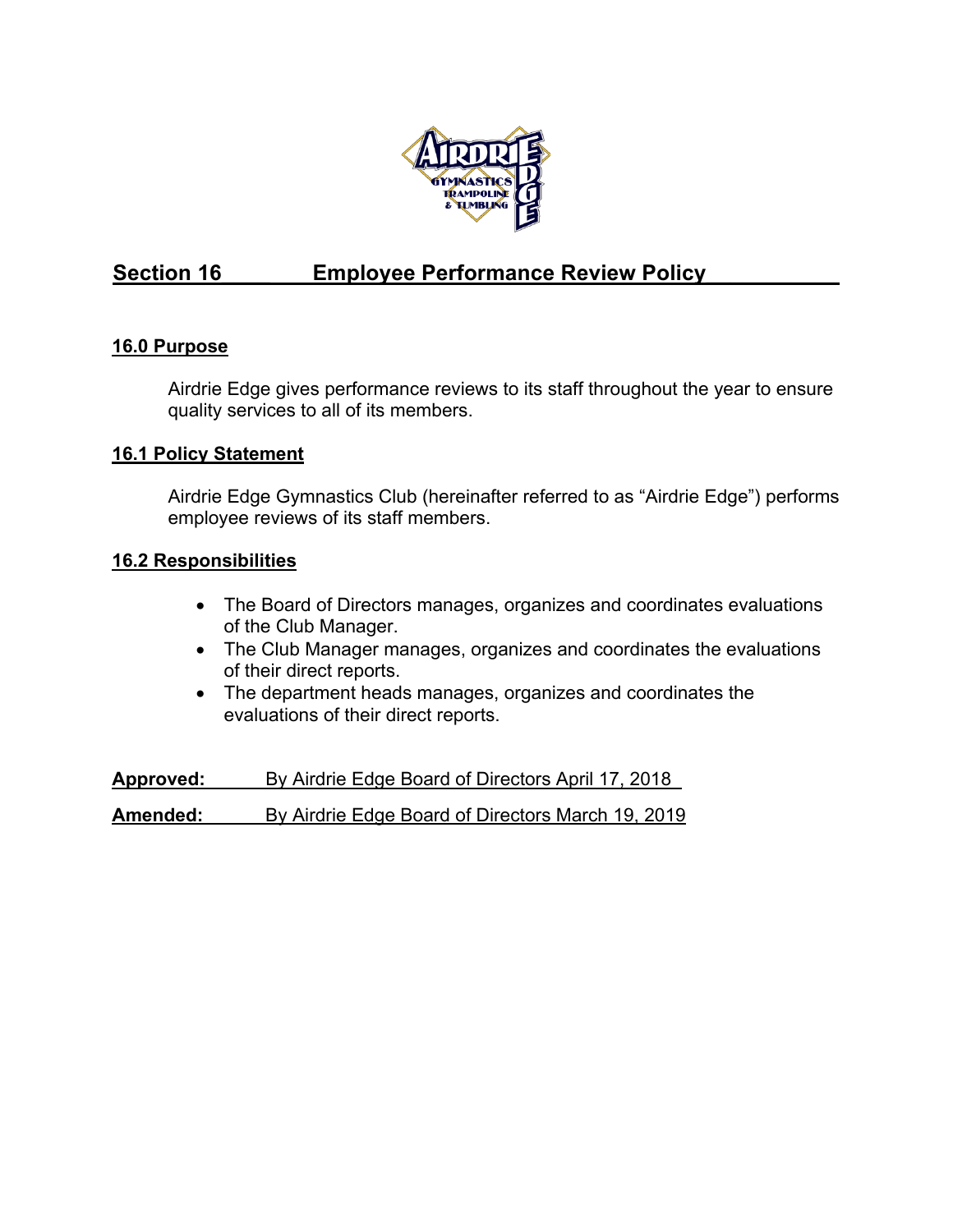## Section 16 Employee Performance Review Policy

### 16.0 Purpose

Airdrie Edge gives performance reviews to its staff throughout the year to ensure quality services to all of its members.

### 16.1 Policy Statement

Airdrie Edge Gymnastics Club (hereinafter referred to as "Airdrie Edge") performs employee reviews of its staff members.

### 16.2 Responsibilities

- The Board of Directors manages, organizes and coordinates evaluations of the Club Manager.
- The Club Manager manages, organizes and coordinates the evaluations of their direct reports.
- The department heads manages, organizes and coordinates the evaluations of their direct reports.

**Approved:** By Airdrie Edge Board of Directors April 17, 2018

**Amended:** By Airdrie Edge Board of Directors March 19, 2019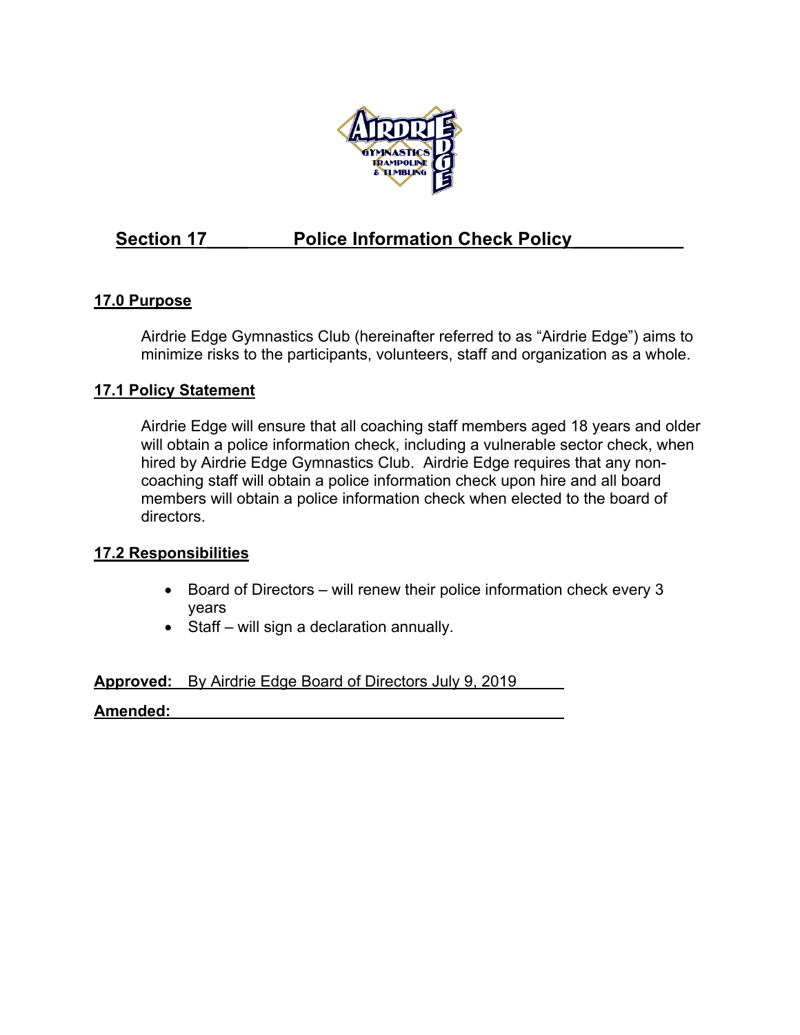## Section 17 Police Information Check Policy

### 17.0 Purpose

Airdrie Edge Gymnastics Club (hereinafter referred to as "Airdrie Edge") aims to minimize risks to the participants, volunteers, staff and organization as a whole.

### 17.1 Policy Statement

Airdrie Edge will ensure that all coaching staff members aged 18 years and older will obtain a police information check, including a vulnerable sector check, when hired by Airdrie Edge Gymnastics Club. Airdrie Edge requires that any non-coaching staff will obtain a police information check upon hire and all board members will obtain a police information check when elected to the board of directors.

### 17.2 Responsibilities

- Board of Directors – will renew their police information check every 3 years
- Staff – will sign a declaration annually.

**Approved:** By Airdrie Edge Board of Directors July 9, 2019

**Amended:**